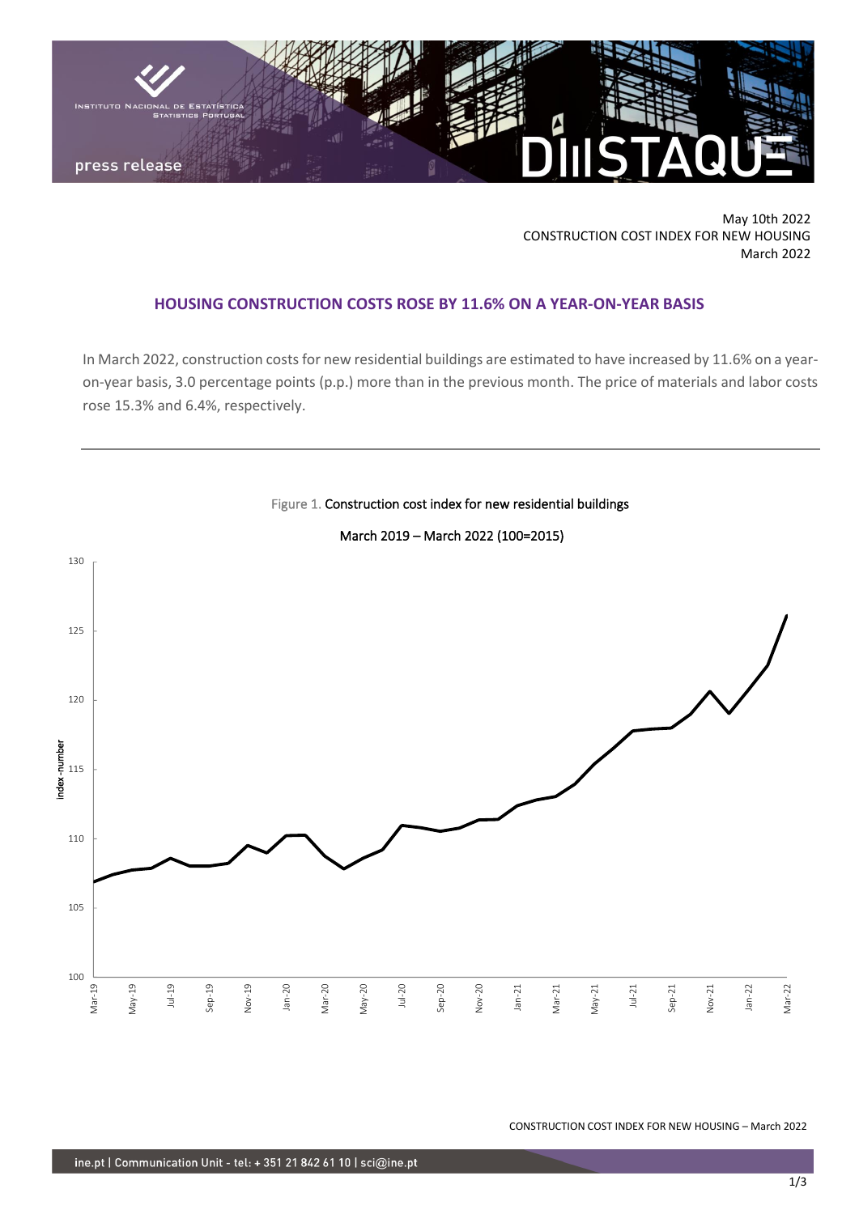May 10th 2022
CONSTRUCTION COST INDEX FOR NEW HOUSING
March 2022

## HOUSING CONSTRUCTION COSTS ROSE BY 11.6% ON A YEAR-ON-YEAR BASIS

In March 2022, construction costs for new residential buildings are estimated to have increased by 11.6% on a year-on-year basis, 3.0 percentage points (p.p.) more than in the previous month. The price of materials and labor costs rose 15.3% and 6.4%, respectively.

Figure 1. Construction cost index for new residential buildings

March 2019 – March 2022 (100=2015)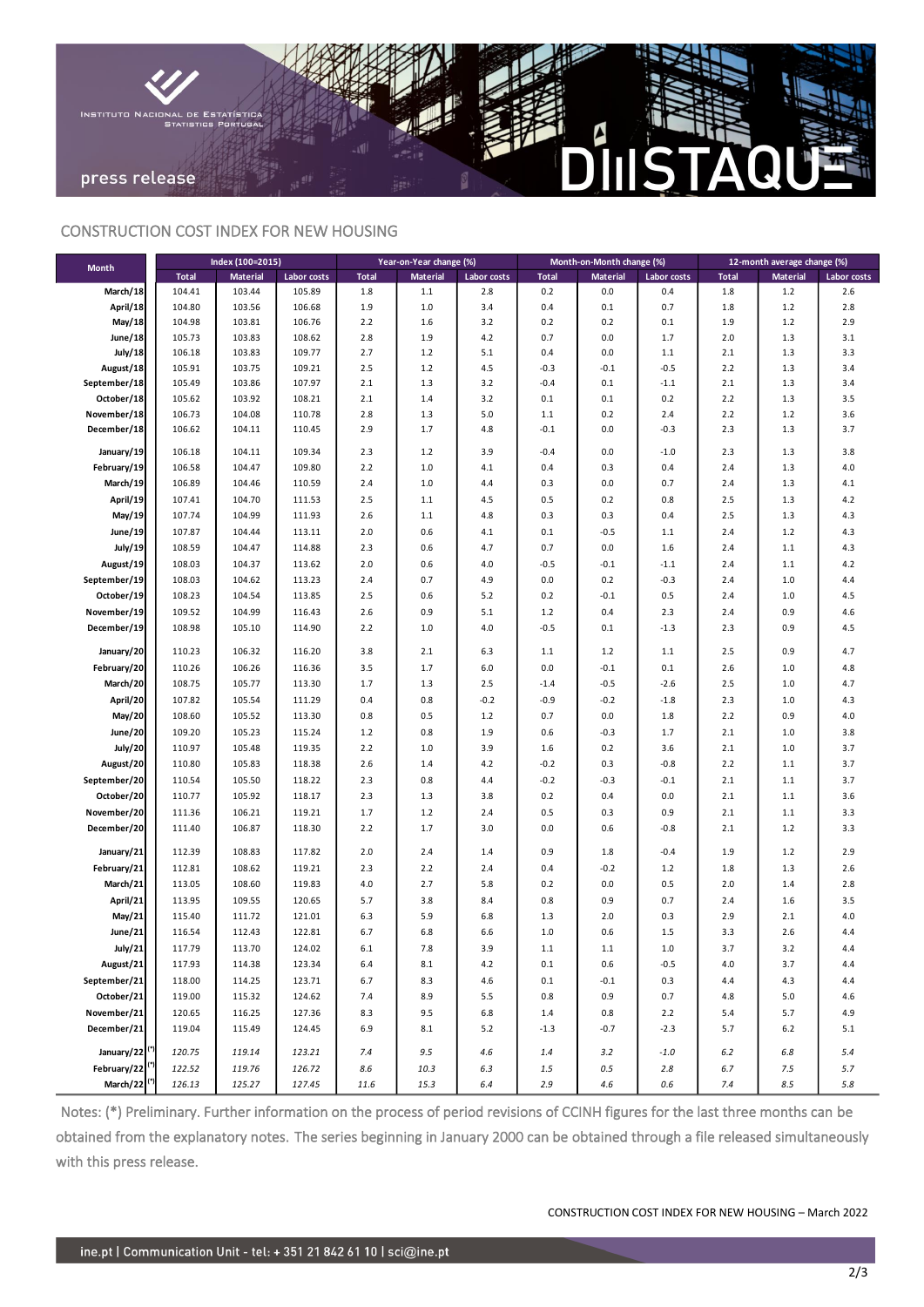## CONSTRUCTION COST INDEX FOR NEW HOUSING

| Month | Index (100=2015) | | | Year-on-Year change (%) | | | Month-on-Month change (%) | | | 12-month average change (%) | | |
|---|---|---|---|---|---|---|---|---|---|---|---|---|
| | Total | Material | Labor costs | Total | Material | Labor costs | Total | Material | Labor costs | Total | Material | Labor costs |
| March/18 | 104.41 | 103.44 | 105.89 | 1.8 | 1.1 | 2.8 | 0.2 | 0.0 | 0.4 | 1.8 | 1.2 | 2.6 |
| April/18 | 104.80 | 103.56 | 106.68 | 1.9 | 1.0 | 3.4 | 0.4 | 0.1 | 0.7 | 1.8 | 1.2 | 2.8 |
| May/18 | 104.98 | 103.81 | 106.76 | 2.2 | 1.6 | 3.2 | 0.2 | 0.2 | 0.1 | 1.9 | 1.2 | 2.9 |
| June/18 | 105.73 | 103.83 | 108.62 | 2.8 | 1.9 | 4.2 | 0.7 | 0.0 | 1.7 | 2.0 | 1.3 | 3.1 |
| July/18 | 106.18 | 103.83 | 109.77 | 2.7 | 1.2 | 5.1 | 0.4 | 0.0 | 1.1 | 2.1 | 1.3 | 3.3 |
| August/18 | 105.91 | 103.75 | 109.21 | 2.5 | 1.2 | 4.5 | -0.3 | -0.1 | -0.5 | 2.2 | 1.3 | 3.4 |
| September/18 | 105.49 | 103.86 | 107.97 | 2.1 | 1.3 | 3.2 | -0.4 | 0.1 | -1.1 | 2.1 | 1.3 | 3.4 |
| October/18 | 105.62 | 103.92 | 108.21 | 2.1 | 1.4 | 3.2 | 0.1 | 0.1 | 0.2 | 2.2 | 1.3 | 3.5 |
| November/18 | 106.73 | 104.08 | 110.78 | 2.8 | 1.3 | 5.0 | 1.1 | 0.2 | 2.4 | 2.2 | 1.2 | 3.6 |
| December/18 | 106.62 | 104.11 | 110.45 | 2.9 | 1.7 | 4.8 | -0.1 | 0.0 | -0.3 | 2.3 | 1.3 | 3.7 |
| January/19 | 106.18 | 104.11 | 109.34 | 2.3 | 1.2 | 3.9 | -0.4 | 0.0 | -1.0 | 2.3 | 1.3 | 3.8 |
| February/19 | 106.58 | 104.47 | 109.80 | 2.2 | 1.0 | 4.1 | 0.4 | 0.3 | 0.4 | 2.4 | 1.3 | 4.0 |
| March/19 | 106.89 | 104.46 | 110.59 | 2.4 | 1.0 | 4.4 | 0.3 | 0.0 | 0.7 | 2.4 | 1.3 | 4.1 |
| April/19 | 107.41 | 104.70 | 111.53 | 2.5 | 1.1 | 4.5 | 0.5 | 0.2 | 0.8 | 2.5 | 1.3 | 4.2 |
| May/19 | 107.74 | 104.99 | 111.93 | 2.6 | 1.1 | 4.8 | 0.3 | 0.3 | 0.4 | 2.5 | 1.3 | 4.3 |
| June/19 | 107.87 | 104.44 | 113.11 | 2.0 | 0.6 | 4.1 | 0.1 | -0.5 | 1.1 | 2.4 | 1.2 | 4.3 |
| July/19 | 108.59 | 104.47 | 114.88 | 2.3 | 0.6 | 4.7 | 0.7 | 0.0 | 1.6 | 2.4 | 1.1 | 4.3 |
| August/19 | 108.03 | 104.37 | 113.62 | 2.0 | 0.6 | 4.0 | -0.5 | -0.1 | -1.1 | 2.4 | 1.1 | 4.2 |
| September/19 | 108.03 | 104.62 | 113.23 | 2.4 | 0.7 | 4.9 | 0.0 | 0.2 | -0.3 | 2.4 | 1.0 | 4.4 |
| October/19 | 108.23 | 104.54 | 113.85 | 2.5 | 0.6 | 5.2 | 0.2 | -0.1 | 0.5 | 2.4 | 1.0 | 4.5 |
| November/19 | 109.52 | 104.99 | 116.43 | 2.6 | 0.9 | 5.1 | 1.2 | 0.4 | 2.3 | 2.4 | 0.9 | 4.6 |
| December/19 | 108.98 | 105.10 | 114.90 | 2.2 | 1.0 | 4.0 | -0.5 | 0.1 | -1.3 | 2.3 | 0.9 | 4.5 |
| January/20 | 110.23 | 106.32 | 116.20 | 3.8 | 2.1 | 6.3 | 1.1 | 1.2 | 1.1 | 2.5 | 0.9 | 4.7 |
| February/20 | 110.26 | 106.26 | 116.36 | 3.5 | 1.7 | 6.0 | 0.0 | -0.1 | 0.1 | 2.6 | 1.0 | 4.8 |
| March/20 | 108.75 | 105.77 | 113.30 | 1.7 | 1.3 | 2.5 | -1.4 | -0.5 | -2.6 | 2.5 | 1.0 | 4.7 |
| April/20 | 107.82 | 105.54 | 111.29 | 0.4 | 0.8 | -0.2 | -0.9 | -0.2 | -1.8 | 2.3 | 1.0 | 4.3 |
| May/20 | 108.60 | 105.52 | 113.30 | 0.8 | 0.5 | 1.2 | 0.7 | 0.0 | 1.8 | 2.2 | 0.9 | 4.0 |
| June/20 | 109.20 | 105.23 | 115.24 | 1.2 | 0.8 | 1.9 | 0.6 | -0.3 | 1.7 | 2.1 | 1.0 | 3.8 |
| July/20 | 110.97 | 105.48 | 119.35 | 2.2 | 1.0 | 3.9 | 1.6 | 0.2 | 3.6 | 2.1 | 1.0 | 3.7 |
| August/20 | 110.80 | 105.83 | 118.38 | 2.6 | 1.4 | 4.2 | -0.2 | 0.3 | -0.8 | 2.2 | 1.1 | 3.7 |
| September/20 | 110.54 | 105.50 | 118.22 | 2.3 | 0.8 | 4.4 | -0.2 | -0.3 | -0.1 | 2.1 | 1.1 | 3.7 |
| October/20 | 110.77 | 105.92 | 118.17 | 2.3 | 1.3 | 3.8 | 0.2 | 0.4 | 0.0 | 2.1 | 1.1 | 3.6 |
| November/20 | 111.36 | 106.21 | 119.21 | 1.7 | 1.2 | 2.4 | 0.5 | 0.3 | 0.9 | 2.1 | 1.1 | 3.3 |
| December/20 | 111.40 | 106.87 | 118.30 | 2.2 | 1.7 | 3.0 | 0.0 | 0.6 | -0.8 | 2.1 | 1.2 | 3.3 |
| January/21 | 112.39 | 108.83 | 117.82 | 2.0 | 2.4 | 1.4 | 0.9 | 1.8 | -0.4 | 1.9 | 1.2 | 2.9 |
| February/21 | 112.81 | 108.62 | 119.21 | 2.3 | 2.2 | 2.4 | 0.4 | -0.2 | 1.2 | 1.8 | 1.3 | 2.6 |
| March/21 | 113.05 | 108.60 | 119.83 | 4.0 | 2.7 | 5.8 | 0.2 | 0.0 | 0.5 | 2.0 | 1.4 | 2.8 |
| April/21 | 113.95 | 109.55 | 120.65 | 5.7 | 3.8 | 8.4 | 0.8 | 0.9 | 0.7 | 2.4 | 1.6 | 3.5 |
| May/21 | 115.40 | 111.72 | 121.01 | 6.3 | 5.9 | 6.8 | 1.3 | 2.0 | 0.3 | 2.9 | 2.1 | 4.0 |
| June/21 | 116.54 | 112.43 | 122.81 | 6.7 | 6.8 | 6.6 | 1.0 | 0.6 | 1.5 | 3.3 | 2.6 | 4.4 |
| July/21 | 117.79 | 113.70 | 124.02 | 6.1 | 7.8 | 3.9 | 1.1 | 1.1 | 1.0 | 3.7 | 3.2 | 4.4 |
| August/21 | 117.93 | 114.38 | 123.34 | 6.4 | 8.1 | 4.2 | 0.1 | 0.6 | -0.5 | 4.0 | 3.7 | 4.4 |
| September/21 | 118.00 | 114.25 | 123.71 | 6.7 | 8.3 | 4.6 | 0.1 | -0.1 | 0.3 | 4.4 | 4.3 | 4.4 |
| October/21 | 119.00 | 115.32 | 124.62 | 7.4 | 8.9 | 5.5 | 0.8 | 0.9 | 0.7 | 4.8 | 5.0 | 4.6 |
| November/21 | 120.65 | 116.25 | 127.36 | 8.3 | 9.5 | 6.8 | 1.4 | 0.8 | 2.2 | 5.4 | 5.7 | 4.9 |
| December/21 | 119.04 | 115.49 | 124.45 | 6.9 | 8.1 | 5.2 | -1.3 | -0.7 | -2.3 | 5.7 | 6.2 | 5.1 |
| January/22 (*) | *120.75* | *119.14* | *123.21* | *7.4* | *9.5* | *4.6* | *1.4* | *3.2* | *-1.0* | *6.2* | *6.8* | *5.4* |
| February/22 (*) | *122.52* | *119.76* | *126.72* | *8.6* | *10.3* | *6.3* | *1.5* | *0.5* | *2.8* | *6.7* | *7.5* | *5.7* |
| March/22 (*) | *126.13* | *125.27* | *127.45* | *11.6* | *15.3* | *6.4* | *2.9* | *4.6* | *0.6* | *7.4* | *8.5* | *5.8* |

Notes: (*) Preliminary. Further information on the process of period revisions of CCINH figures for the last three months can be obtained from the explanatory notes. The series beginning in January 2000 can be obtained through a file released simultaneously with this press release.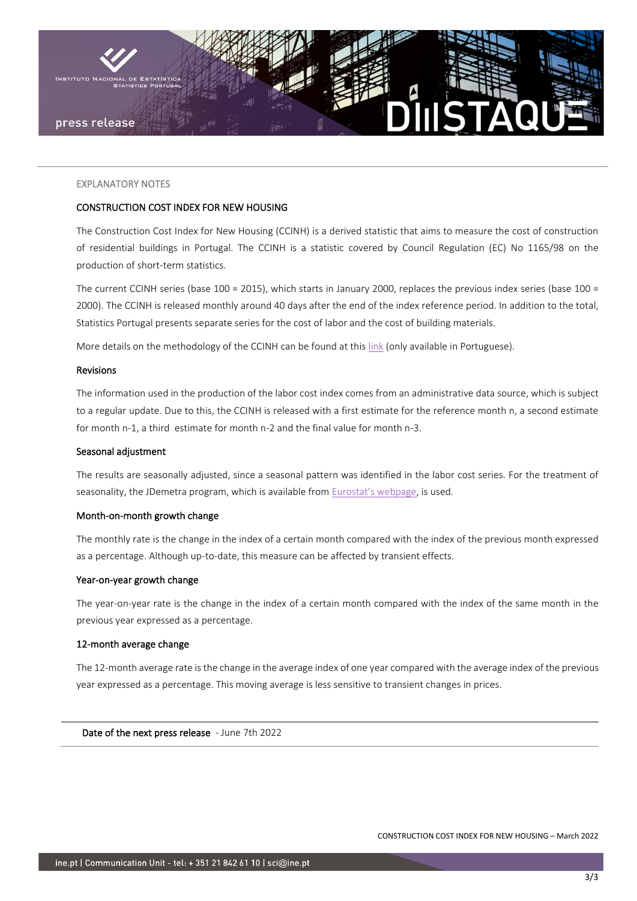EXPLANATORY NOTES

## CONSTRUCTION COST INDEX FOR NEW HOUSING

The Construction Cost Index for New Housing (CCINH) is a derived statistic that aims to measure the cost of construction of residential buildings in Portugal. The CCINH is a statistic covered by Council Regulation (EC) No 1165/98 on the production of short-term statistics.

The current CCINH series (base 100 = 2015), which starts in January 2000, replaces the previous index series (base 100 = 2000). The CCINH is released monthly around 40 days after the end of the index reference period. In addition to the total, Statistics Portugal presents separate series for the cost of labor and the cost of building materials.

More details on the methodology of the CCINH can be found at this link (only available in Portuguese).

### Revisions

The information used in the production of the labor cost index comes from an administrative data source, which is subject to a regular update. Due to this, the CCINH is released with a first estimate for the reference month n, a second estimate for month n-1, a third estimate for month n-2 and the final value for month n-3.

### Seasonal adjustment

The results are seasonally adjusted, since a seasonal pattern was identified in the labor cost series. For the treatment of seasonality, the JDemetra program, which is available from Eurostat's webpage, is used.

### Month-on-month growth change

The monthly rate is the change in the index of a certain month compared with the index of the previous month expressed as a percentage. Although up-to-date, this measure can be affected by transient effects.

### Year-on-year growth change

The year-on-year rate is the change in the index of a certain month compared with the index of the same month in the previous year expressed as a percentage.

### 12-month average change

The 12-month average rate is the change in the average index of one year compared with the average index of the previous year expressed as a percentage. This moving average is less sensitive to transient changes in prices.

Date of the next press release - June 7th 2022